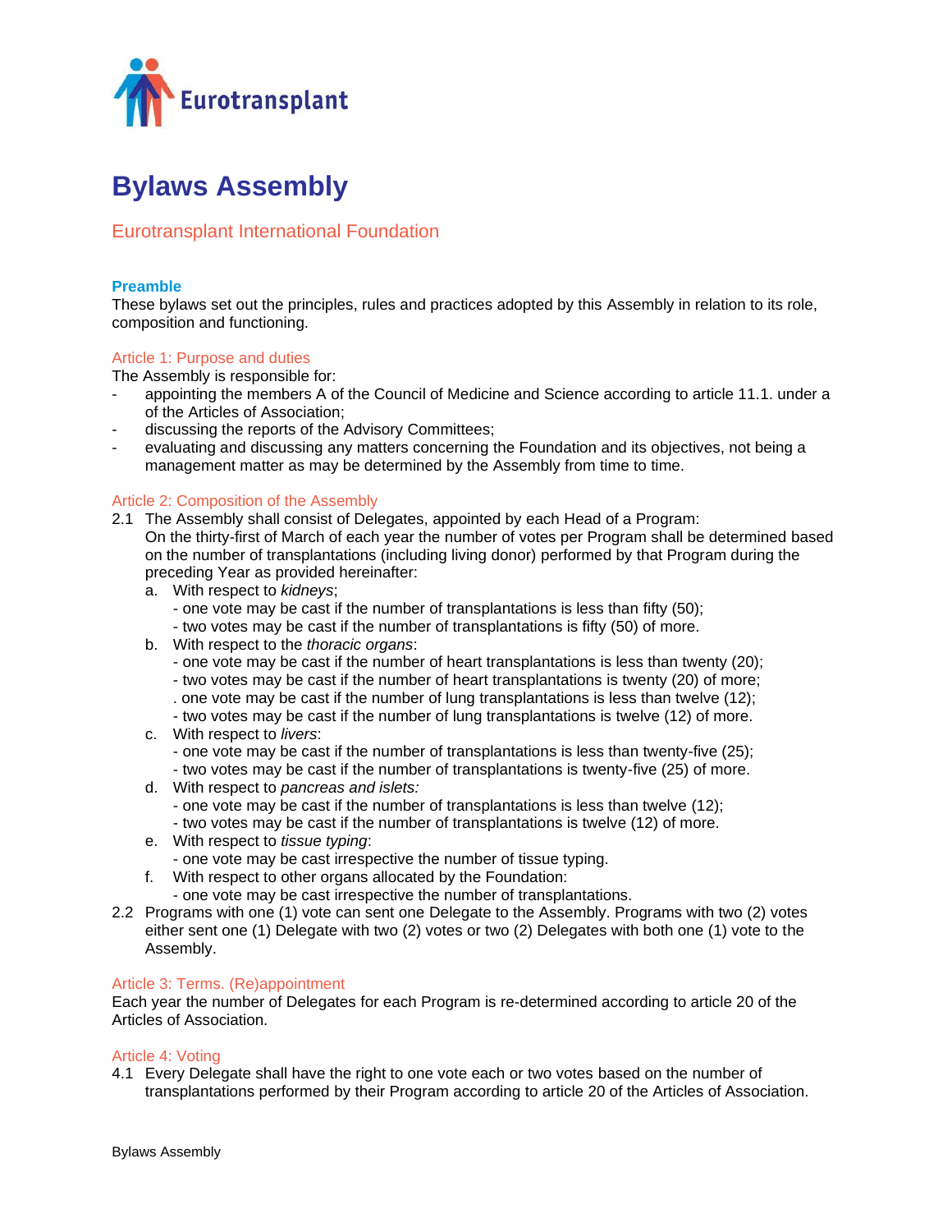Eurotransplant

# Bylaws Assembly

## Eurotransplant International Foundation

### Preamble

These bylaws set out the principles, rules and practices adopted by this Assembly in relation to its role, composition and functioning.

### Article 1: Purpose and duties

The Assembly is responsible for:

- appointing the members A of the Council of Medicine and Science according to article 11.1. under a of the Articles of Association;
- discussing the reports of the Advisory Committees;
- evaluating and discussing any matters concerning the Foundation and its objectives, not being a management matter as may be determined by the Assembly from time to time.

### Article 2: Composition of the Assembly

2.1 The Assembly shall consist of Delegates, appointed by each Head of a Program:
On the thirty-first of March of each year the number of votes per Program shall be determined based on the number of transplantations (including living donor) performed by that Program during the preceding Year as provided hereinafter:

a. With respect to *kidneys*;
   - one vote may be cast if the number of transplantations is less than fifty (50);
   - two votes may be cast if the number of transplantations is fifty (50) of more.

b. With respect to the *thoracic organs*:
   - one vote may be cast if the number of heart transplantations is less than twenty (20);
   - two votes may be cast if the number of heart transplantations is twenty (20) of more;
   . one vote may be cast if the number of lung transplantations is less than twelve (12);
   - two votes may be cast if the number of lung transplantations is twelve (12) of more.

c. With respect to *livers*:
   - one vote may be cast if the number of transplantations is less than twenty-five (25);
   - two votes may be cast if the number of transplantations is twenty-five (25) of more.

d. With respect to *pancreas and islets:*
   - one vote may be cast if the number of transplantations is less than twelve (12);
   - two votes may be cast if the number of transplantations is twelve (12) of more.

e. With respect to *tissue typing*:
   - one vote may be cast irrespective the number of tissue typing.

f. With respect to other organs allocated by the Foundation:
   - one vote may be cast irrespective the number of transplantations.

2.2 Programs with one (1) vote can sent one Delegate to the Assembly. Programs with two (2) votes either sent one (1) Delegate with two (2) votes or two (2) Delegates with both one (1) vote to the Assembly.

### Article 3: Terms. (Re)appointment

Each year the number of Delegates for each Program is re-determined according to article 20 of the Articles of Association.

### Article 4: Voting

4.1 Every Delegate shall have the right to one vote each or two votes based on the number of transplantations performed by their Program according to article 20 of the Articles of Association.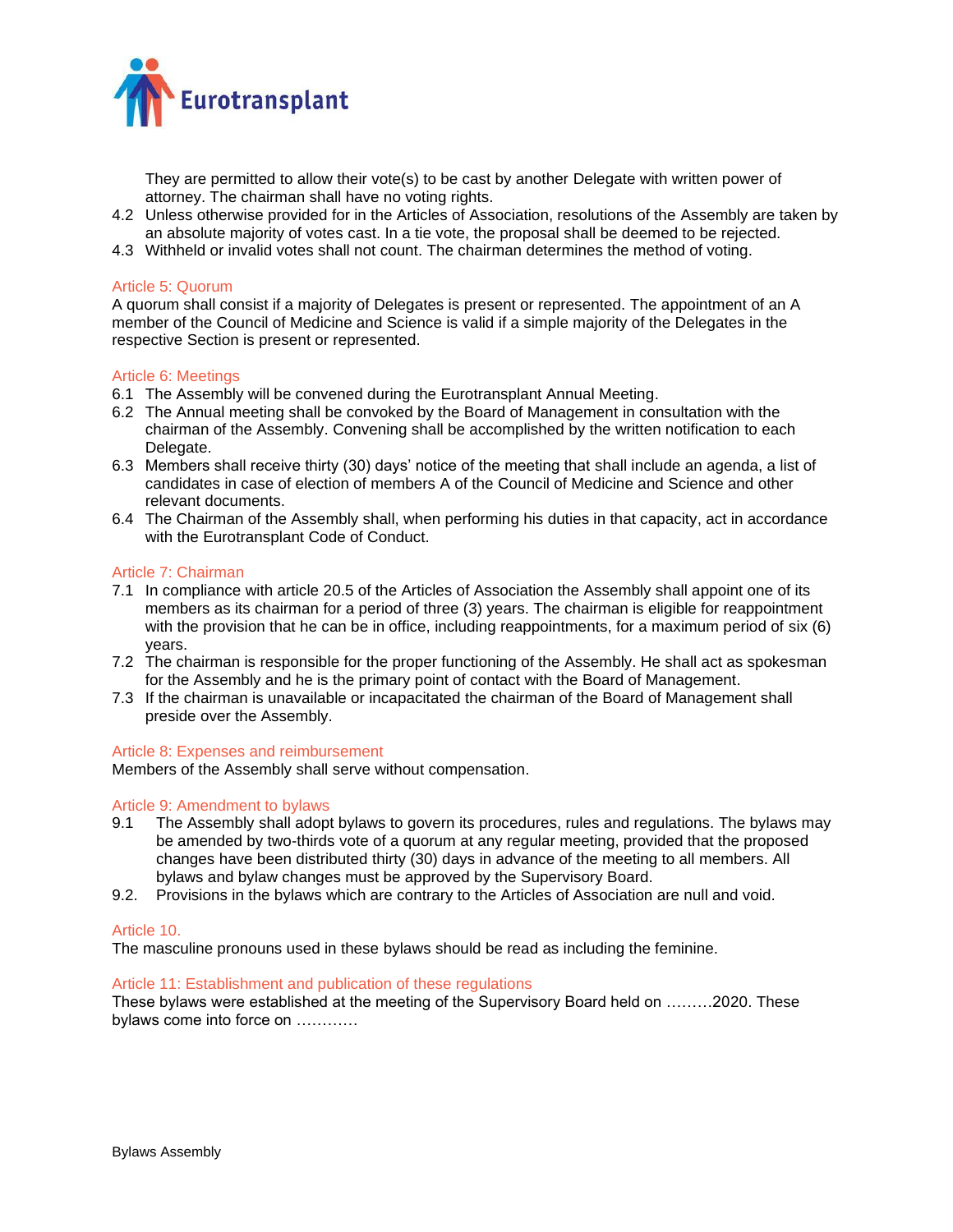They are permitted to allow their vote(s) to be cast by another Delegate with written power of attorney. The chairman shall have no voting rights.

4.2 Unless otherwise provided for in the Articles of Association, resolutions of the Assembly are taken by an absolute majority of votes cast. In a tie vote, the proposal shall be deemed to be rejected.

4.3 Withheld or invalid votes shall not count. The chairman determines the method of voting.

## Article 5: Quorum

A quorum shall consist if a majority of Delegates is present or represented. The appointment of an A member of the Council of Medicine and Science is valid if a simple majority of the Delegates in the respective Section is present or represented.

## Article 6: Meetings

6.1 The Assembly will be convened during the Eurotransplant Annual Meeting.

6.2 The Annual meeting shall be convoked by the Board of Management in consultation with the chairman of the Assembly. Convening shall be accomplished by the written notification to each Delegate.

6.3 Members shall receive thirty (30) days' notice of the meeting that shall include an agenda, a list of candidates in case of election of members A of the Council of Medicine and Science and other relevant documents.

6.4 The Chairman of the Assembly shall, when performing his duties in that capacity, act in accordance with the Eurotransplant Code of Conduct.

## Article 7: Chairman

7.1 In compliance with article 20.5 of the Articles of Association the Assembly shall appoint one of its members as its chairman for a period of three (3) years. The chairman is eligible for reappointment with the provision that he can be in office, including reappointments, for a maximum period of six (6) years.

7.2 The chairman is responsible for the proper functioning of the Assembly. He shall act as spokesman for the Assembly and he is the primary point of contact with the Board of Management.

7.3 If the chairman is unavailable or incapacitated the chairman of the Board of Management shall preside over the Assembly.

## Article 8: Expenses and reimbursement

Members of the Assembly shall serve without compensation.

## Article 9: Amendment to bylaws

9.1 The Assembly shall adopt bylaws to govern its procedures, rules and regulations. The bylaws may be amended by two-thirds vote of a quorum at any regular meeting, provided that the proposed changes have been distributed thirty (30) days in advance of the meeting to all members. All bylaws and bylaw changes must be approved by the Supervisory Board.

9.2. Provisions in the bylaws which are contrary to the Articles of Association are null and void.

## Article 10.

The masculine pronouns used in these bylaws should be read as including the feminine.

## Article 11: Establishment and publication of these regulations

These bylaws were established at the meeting of the Supervisory Board held on ………2020. These bylaws come into force on …………